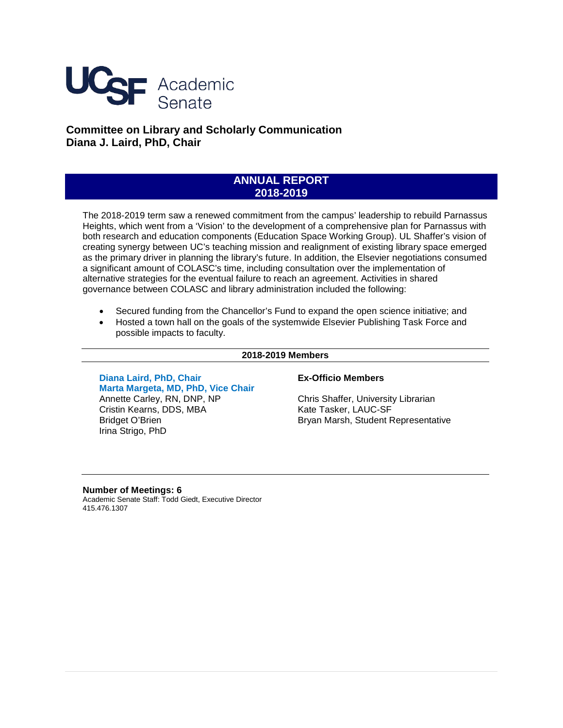UCSF Academic Senate

# Committee on Library and Scholarly Communication
**Diana J. Laird, PhD, Chair**

## ANNUAL REPORT 2018-2019

The 2018-2019 term saw a renewed commitment from the campus' leadership to rebuild Parnassus Heights, which went from a 'Vision' to the development of a comprehensive plan for Parnassus with both research and education components (Education Space Working Group). UL Shaffer's vision of creating synergy between UC's teaching mission and realignment of existing library space emerged as the primary driver in planning the library's future. In addition, the Elsevier negotiations consumed a significant amount of COLASC's time, including consultation over the implementation of alternative strategies for the eventual failure to reach an agreement. Activities in shared governance between COLASC and library administration included the following:

- Secured funding from the Chancellor's Fund to expand the open science initiative; and
- Hosted a town hall on the goals of the systemwide Elsevier Publishing Task Force and possible impacts to faculty.

### 2018-2019 Members

**Diana Laird, PhD, Chair**
**Marta Margeta, MD, PhD, Vice Chair**
Annette Carley, RN, DNP, NP
Cristin Kearns, DDS, MBA
Bridget O'Brien
Irina Strigo, PhD

**Ex-Officio Members**

Chris Shaffer, University Librarian
Kate Tasker, LAUC-SF
Bryan Marsh, Student Representative

**Number of Meetings: 6**
Academic Senate Staff: Todd Giedt, Executive Director
415.476.1307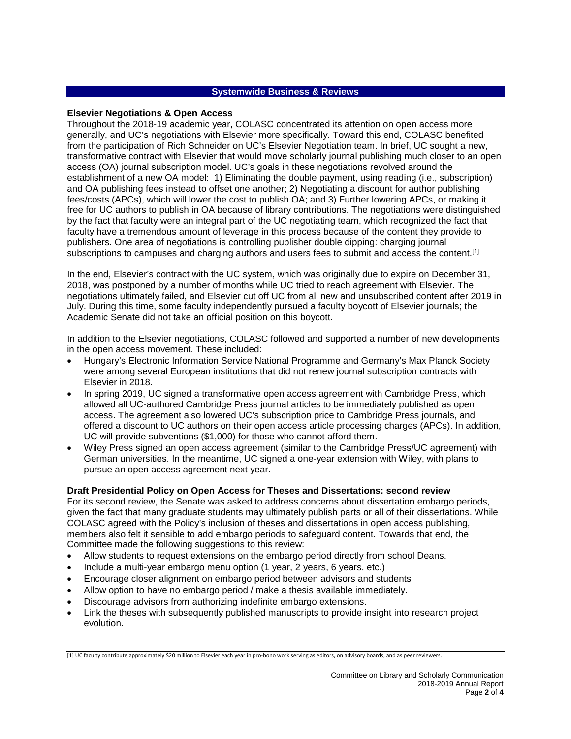## Systemwide Business & Reviews

### Elsevier Negotiations & Open Access

Throughout the 2018-19 academic year, COLASC concentrated its attention on open access more generally, and UC's negotiations with Elsevier more specifically. Toward this end, COLASC benefited from the participation of Rich Schneider on UC's Elsevier Negotiation team. In brief, UC sought a new, transformative contract with Elsevier that would move scholarly journal publishing much closer to an open access (OA) journal subscription model. UC's goals in these negotiations revolved around the establishment of a new OA model: 1) Eliminating the double payment, using reading (i.e., subscription) and OA publishing fees instead to offset one another; 2) Negotiating a discount for author publishing fees/costs (APCs), which will lower the cost to publish OA; and 3) Further lowering APCs, or making it free for UC authors to publish in OA because of library contributions. The negotiations were distinguished by the fact that faculty were an integral part of the UC negotiating team, which recognized the fact that faculty have a tremendous amount of leverage in this process because of the content they provide to publishers. One area of negotiations is controlling publisher double dipping: charging journal subscriptions to campuses and charging authors and users fees to submit and access the content.[1]

In the end, Elsevier's contract with the UC system, which was originally due to expire on December 31, 2018, was postponed by a number of months while UC tried to reach agreement with Elsevier. The negotiations ultimately failed, and Elsevier cut off UC from all new and unsubscribed content after 2019 in July. During this time, some faculty independently pursued a faculty boycott of Elsevier journals; the Academic Senate did not take an official position on this boycott.

In addition to the Elsevier negotiations, COLASC followed and supported a number of new developments in the open access movement. These included:

- Hungary's Electronic Information Service National Programme and Germany's Max Planck Society were among several European institutions that did not renew journal subscription contracts with Elsevier in 2018.
- In spring 2019, UC signed a transformative open access agreement with Cambridge Press, which allowed all UC-authored Cambridge Press journal articles to be immediately published as open access. The agreement also lowered UC's subscription price to Cambridge Press journals, and offered a discount to UC authors on their open access article processing charges (APCs). In addition, UC will provide subventions ($1,000) for those who cannot afford them.
- Wiley Press signed an open access agreement (similar to the Cambridge Press/UC agreement) with German universities. In the meantime, UC signed a one-year extension with Wiley, with plans to pursue an open access agreement next year.

### Draft Presidential Policy on Open Access for Theses and Dissertations: second review

For its second review, the Senate was asked to address concerns about dissertation embargo periods, given the fact that many graduate students may ultimately publish parts or all of their dissertations. While COLASC agreed with the Policy's inclusion of theses and dissertations in open access publishing, members also felt it sensible to add embargo periods to safeguard content. Towards that end, the Committee made the following suggestions to this review:

- Allow students to request extensions on the embargo period directly from school Deans.
- Include a multi-year embargo menu option (1 year, 2 years, 6 years, etc.)
- Encourage closer alignment on embargo period between advisors and students
- Allow option to have no embargo period / make a thesis available immediately.
- Discourage advisors from authorizing indefinite embargo extensions.
- Link the theses with subsequently published manuscripts to provide insight into research project evolution.

---

[1] UC faculty contribute approximately $20 million to Elsevier each year in pro-bono work serving as editors, on advisory boards, and as peer reviewers.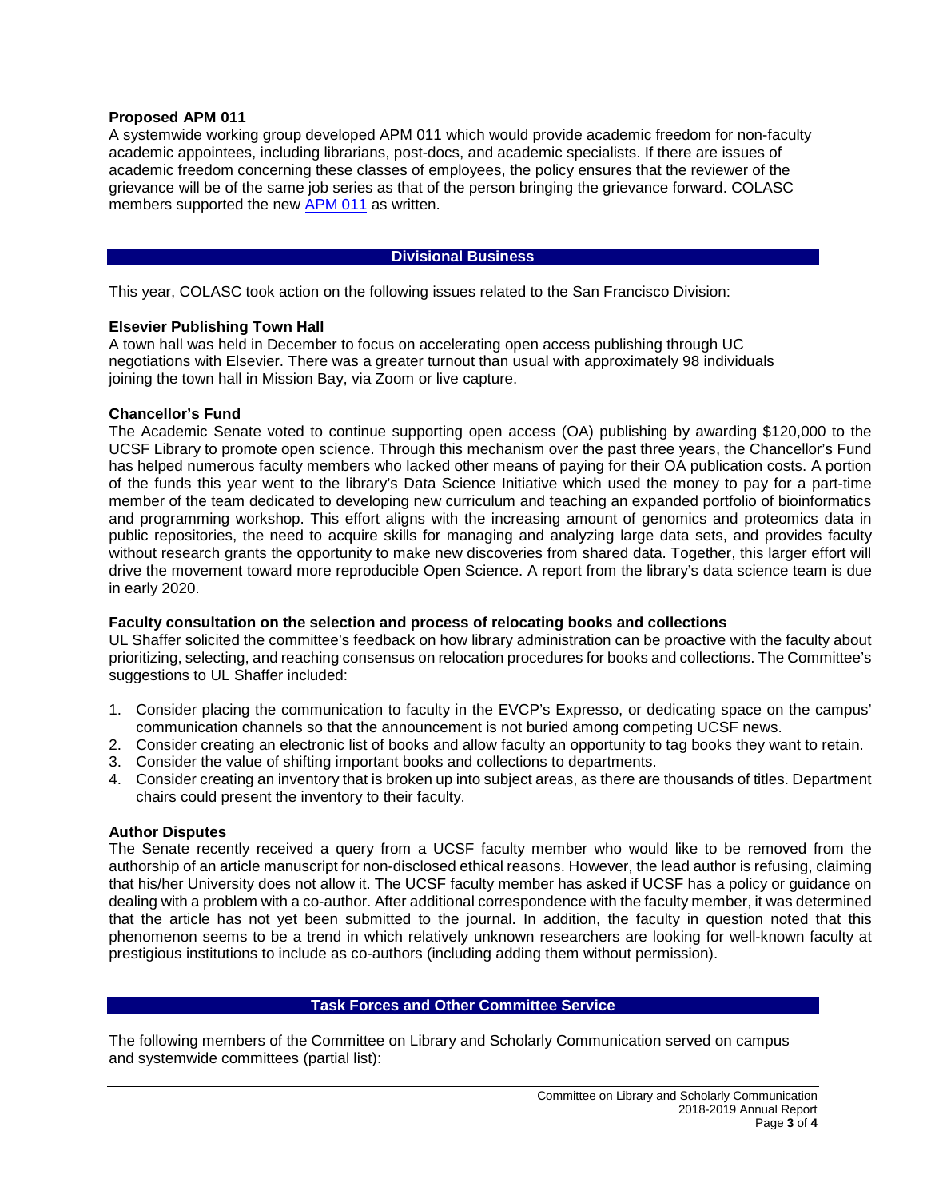### Proposed APM 011

A systemwide working group developed APM 011 which would provide academic freedom for non-faculty academic appointees, including librarians, post-docs, and academic specialists. If there are issues of academic freedom concerning these classes of employees, the policy ensures that the reviewer of the grievance will be of the same job series as that of the person bringing the grievance forward. COLASC members supported the new APM 011 as written.

## Divisional Business

This year, COLASC took action on the following issues related to the San Francisco Division:

### Elsevier Publishing Town Hall

A town hall was held in December to focus on accelerating open access publishing through UC negotiations with Elsevier. There was a greater turnout than usual with approximately 98 individuals joining the town hall in Mission Bay, via Zoom or live capture.

### Chancellor's Fund

The Academic Senate voted to continue supporting open access (OA) publishing by awarding $120,000 to the UCSF Library to promote open science. Through this mechanism over the past three years, the Chancellor's Fund has helped numerous faculty members who lacked other means of paying for their OA publication costs. A portion of the funds this year went to the library's Data Science Initiative which used the money to pay for a part-time member of the team dedicated to developing new curriculum and teaching an expanded portfolio of bioinformatics and programming workshop. This effort aligns with the increasing amount of genomics and proteomics data in public repositories, the need to acquire skills for managing and analyzing large data sets, and provides faculty without research grants the opportunity to make new discoveries from shared data. Together, this larger effort will drive the movement toward more reproducible Open Science. A report from the library's data science team is due in early 2020.

### Faculty consultation on the selection and process of relocating books and collections

UL Shaffer solicited the committee's feedback on how library administration can be proactive with the faculty about prioritizing, selecting, and reaching consensus on relocation procedures for books and collections. The Committee's suggestions to UL Shaffer included:

1. Consider placing the communication to faculty in the EVCP's Expresso, or dedicating space on the campus' communication channels so that the announcement is not buried among competing UCSF news.
2. Consider creating an electronic list of books and allow faculty an opportunity to tag books they want to retain.
3. Consider the value of shifting important books and collections to departments.
4. Consider creating an inventory that is broken up into subject areas, as there are thousands of titles. Department chairs could present the inventory to their faculty.

### Author Disputes

The Senate recently received a query from a UCSF faculty member who would like to be removed from the authorship of an article manuscript for non-disclosed ethical reasons. However, the lead author is refusing, claiming that his/her University does not allow it. The UCSF faculty member has asked if UCSF has a policy or guidance on dealing with a problem with a co-author. After additional correspondence with the faculty member, it was determined that the article has not yet been submitted to the journal. In addition, the faculty in question noted that this phenomenon seems to be a trend in which relatively unknown researchers are looking for well-known faculty at prestigious institutions to include as co-authors (including adding them without permission).

## Task Forces and Other Committee Service

The following members of the Committee on Library and Scholarly Communication served on campus and systemwide committees (partial list):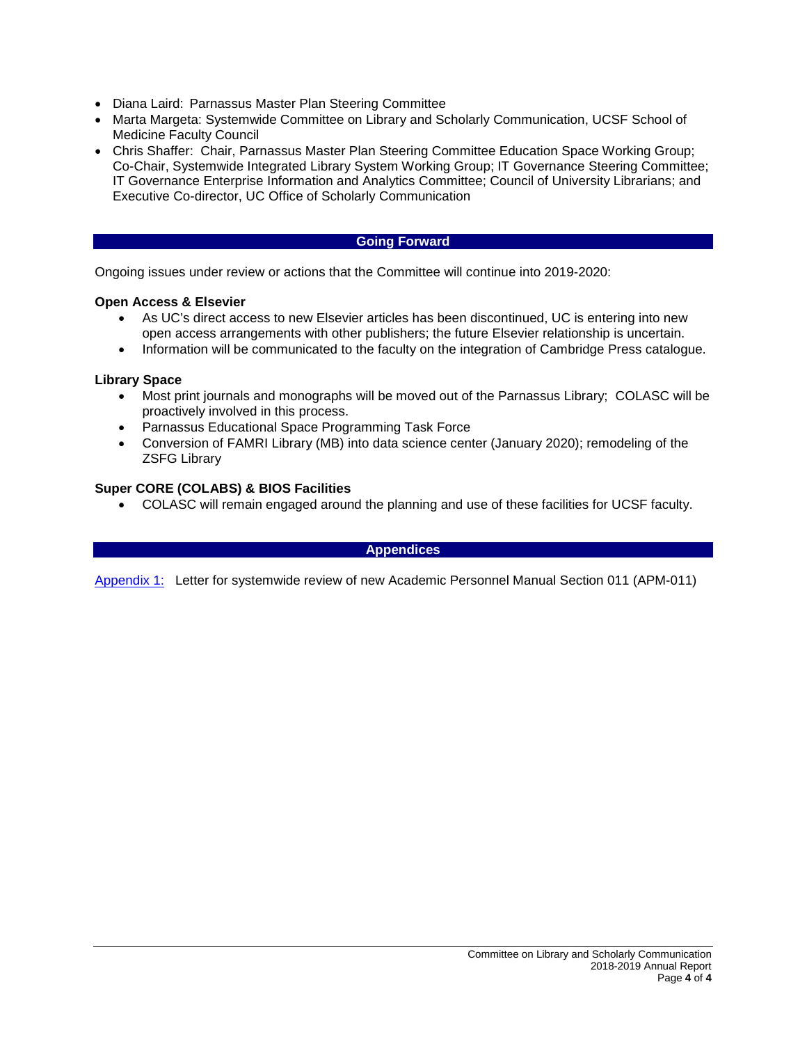- Diana Laird: Parnassus Master Plan Steering Committee
- Marta Margeta: Systemwide Committee on Library and Scholarly Communication, UCSF School of Medicine Faculty Council
- Chris Shaffer: Chair, Parnassus Master Plan Steering Committee Education Space Working Group; Co-Chair, Systemwide Integrated Library System Working Group; IT Governance Steering Committee; IT Governance Enterprise Information and Analytics Committee; Council of University Librarians; and Executive Co-director, UC Office of Scholarly Communication

## Going Forward

Ongoing issues under review or actions that the Committee will continue into 2019-2020:

**Open Access & Elsevier**

- As UC's direct access to new Elsevier articles has been discontinued, UC is entering into new open access arrangements with other publishers; the future Elsevier relationship is uncertain.
- Information will be communicated to the faculty on the integration of Cambridge Press catalogue.

**Library Space**

- Most print journals and monographs will be moved out of the Parnassus Library; COLASC will be proactively involved in this process.
- Parnassus Educational Space Programming Task Force
- Conversion of FAMRI Library (MB) into data science center (January 2020); remodeling of the ZSFG Library

**Super CORE (COLABS) & BIOS Facilities**

- COLASC will remain engaged around the planning and use of these facilities for UCSF faculty.

## Appendices

Appendix 1: Letter for systemwide review of new Academic Personnel Manual Section 011 (APM-011)